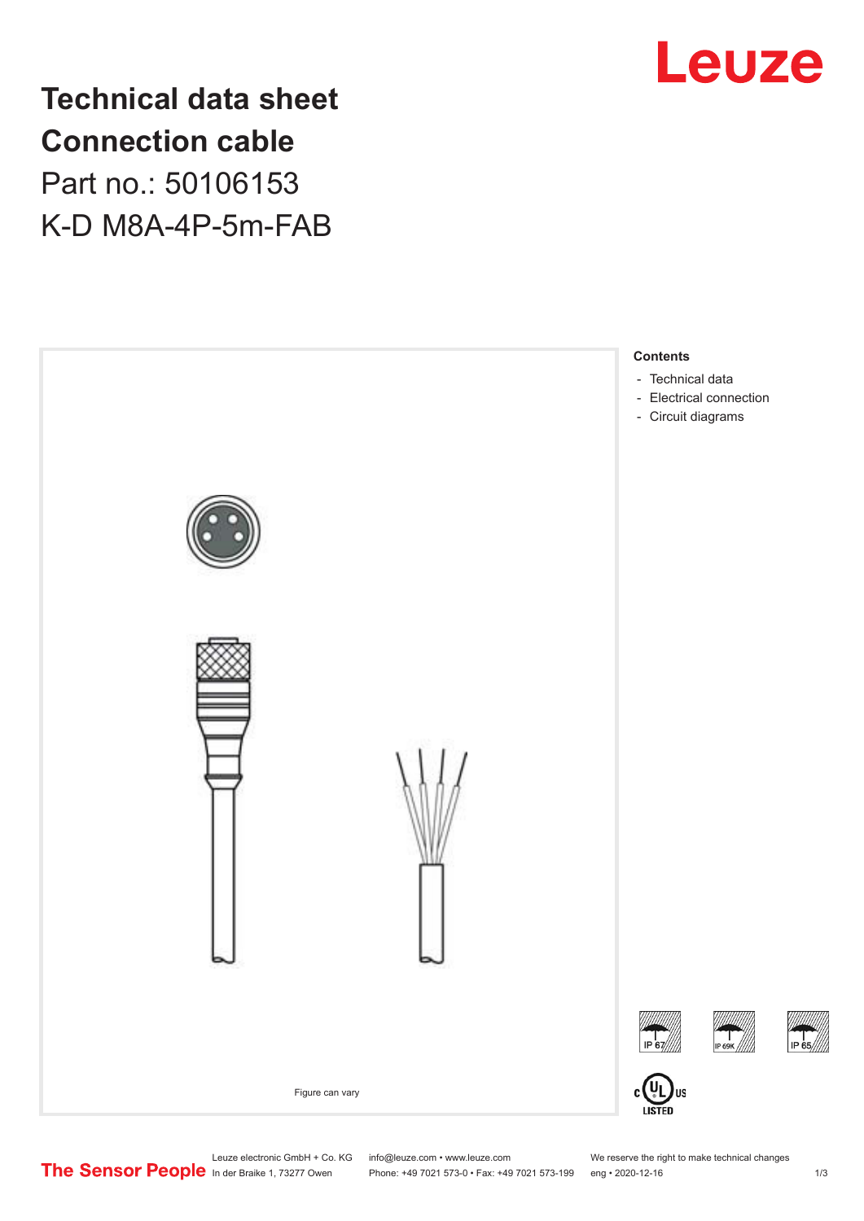# Technical data sheet
# Connection cable

## Part no.: 50106153

## K-D M8A-4P-5m-FAB

Figure can vary

**Contents**

- Technical data
- Electrical connection
- Circuit diagrams

Leuze electronic GmbH + Co. KG
In der Braike 1, 73277 Owen

info@leuze.com • www.leuze.com
Phone: +49 7021 573-0 • Fax: +49 7021 573-199

We reserve the right to make technical changes
eng • 2020-12-16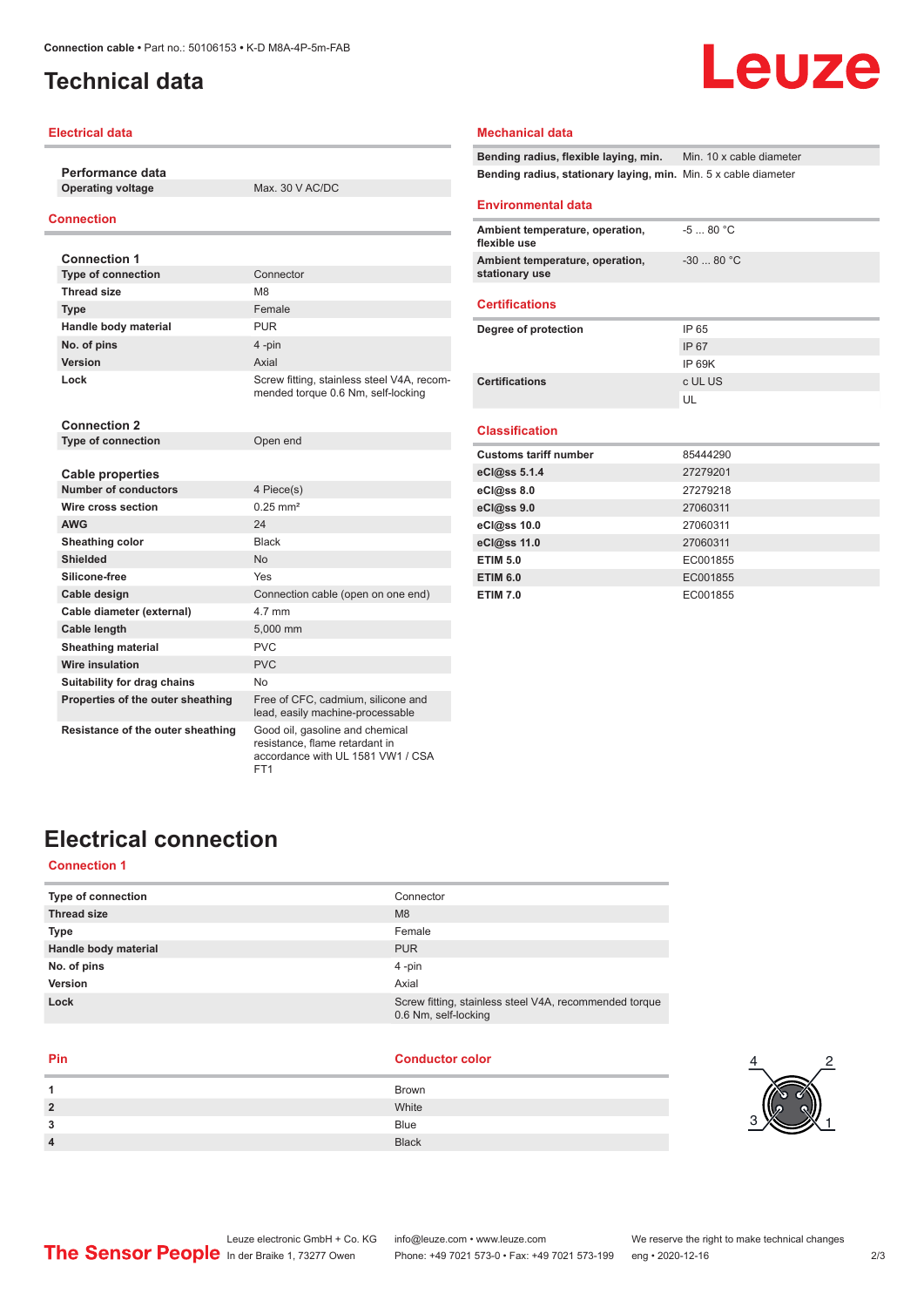# Technical data

## Electrical data

| Performance data | |
|---|---|
| Operating voltage | Max. 30 V AC/DC |

## Connection

| Connection 1 | |
|---|---|
| Type of connection | Connector |
| Thread size | M8 |
| Type | Female |
| Handle body material | PUR |
| No. of pins | 4 -pin |
| Version | Axial |
| Lock | Screw fitting, stainless steel V4A, recommended torque 0.6 Nm, self-locking |

| Connection 2 | |
|---|---|
| Type of connection | Open end |

| Cable properties | |
|---|---|
| Number of conductors | 4 Piece(s) |
| Wire cross section | 0.25 mm² |
| AWG | 24 |
| Sheathing color | Black |
| Shielded | No |
| Silicone-free | Yes |
| Cable design | Connection cable (open on one end) |
| Cable diameter (external) | 4.7 mm |
| Cable length | 5,000 mm |
| Sheathing material | PVC |
| Wire insulation | PVC |
| Suitability for drag chains | No |
| Properties of the outer sheathing | Free of CFC, cadmium, silicone and lead, easily machine-processable |
| Resistance of the outer sheathing | Good oil, gasoline and chemical resistance, flame retardant in accordance with UL 1581 VW1 / CSA FT1 |

## Mechanical data

| | |
|---|---|
| Bending radius, flexible laying, min. | Min. 10 x cable diameter |
| Bending radius, stationary laying, min. | Min. 5 x cable diameter |

## Environmental data

| | |
|---|---|
| Ambient temperature, operation, flexible use | -5 ... 80 °C |
| Ambient temperature, operation, stationary use | -30 ... 80 °C |

## Certifications

| | |
|---|---|
| Degree of protection | IP 65 |
| | IP 67 |
| | IP 69K |
| Certifications | c UL US |
| | UL |

## Classification

| | |
|---|---|
| Customs tariff number | 85444290 |
| eCl@ss 5.1.4 | 27279201 |
| eCl@ss 8.0 | 27279218 |
| eCl@ss 9.0 | 27060311 |
| eCl@ss 10.0 | 27060311 |
| eCl@ss 11.0 | 27060311 |
| ETIM 5.0 | EC001855 |
| ETIM 6.0 | EC001855 |
| ETIM 7.0 | EC001855 |

# Electrical connection

## Connection 1

| | |
|---|---|
| Type of connection | Connector |
| Thread size | M8 |
| Type | Female |
| Handle body material | PUR |
| No. of pins | 4 -pin |
| Version | Axial |
| Lock | Screw fitting, stainless steel V4A, recommended torque 0.6 Nm, self-locking |

| Pin | Conductor color |
|---|---|
| 1 | Brown |
| 2 | White |
| 3 | Blue |
| 4 | Black |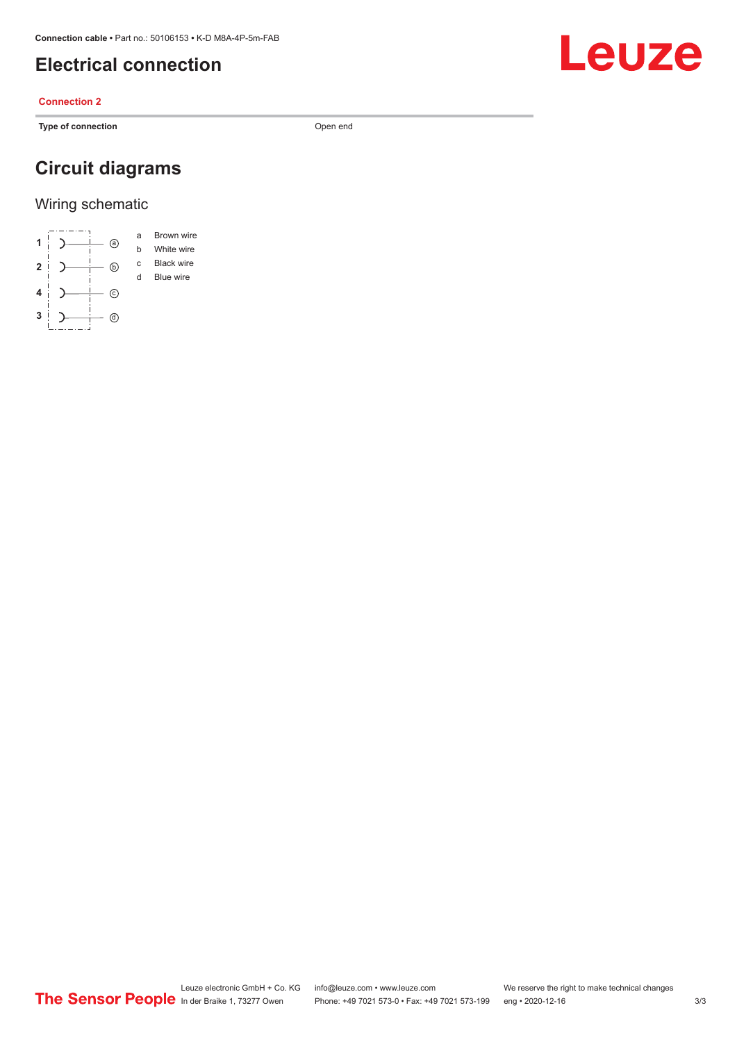# Electrical connection

**Connection 2**

| | |
|---|---|
| **Type of connection** | Open end |

# Circuit diagrams

## Wiring schematic

1
2
4
3

a
b
c
d

| | |
|---|---|
| a | Brown wire |
| b | White wire |
| c | Black wire |
| d | Blue wire |